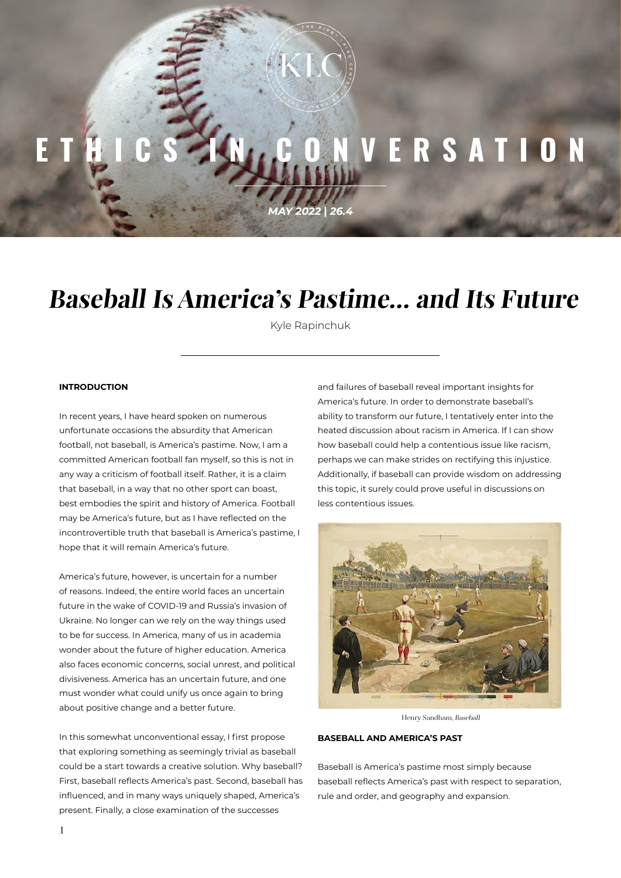# ETHICS IN CONVERSATION

*MAY 2022 | 26.4*

# *Baseball Is America's Pastime... and Its Future*

Kyle Rapinchuk

## INTRODUCTION

In recent years, I have heard spoken on numerous unfortunate occasions the absurdity that American football, not baseball, is America's pastime. Now, I am a committed American football fan myself, so this is not in any way a criticism of football itself. Rather, it is a claim that baseball, in a way that no other sport can boast, best embodies the spirit and history of America. Football may be America's future, but as I have reflected on the incontrovertible truth that baseball is America's pastime, I hope that it will remain America's future.

America's future, however, is uncertain for a number of reasons. Indeed, the entire world faces an uncertain future in the wake of COVID-19 and Russia's invasion of Ukraine. No longer can we rely on the way things used to be for success. In America, many of us in academia wonder about the future of higher education. America also faces economic concerns, social unrest, and political divisiveness. America has an uncertain future, and one must wonder what could unify us once again to bring about positive change and a better future.

In this somewhat unconventional essay, I first propose that exploring something as seemingly trivial as baseball could be a start towards a creative solution. Why baseball? First, baseball reflects America's past. Second, baseball has influenced, and in many ways uniquely shaped, America's present. Finally, a close examination of the successes and failures of baseball reveal important insights for America's future. In order to demonstrate baseball's ability to transform our future, I tentatively enter into the heated discussion about racism in America. If I can show how baseball could help a contentious issue like racism, perhaps we can make strides on rectifying this injustice. Additionally, if baseball can provide wisdom on addressing this topic, it surely could prove useful in discussions on less contentious issues.

Henry Sandham, *Baseball*

## BASEBALL AND AMERICA'S PAST

Baseball is America's pastime most simply because baseball reflects America's past with respect to separation, rule and order, and geography and expansion.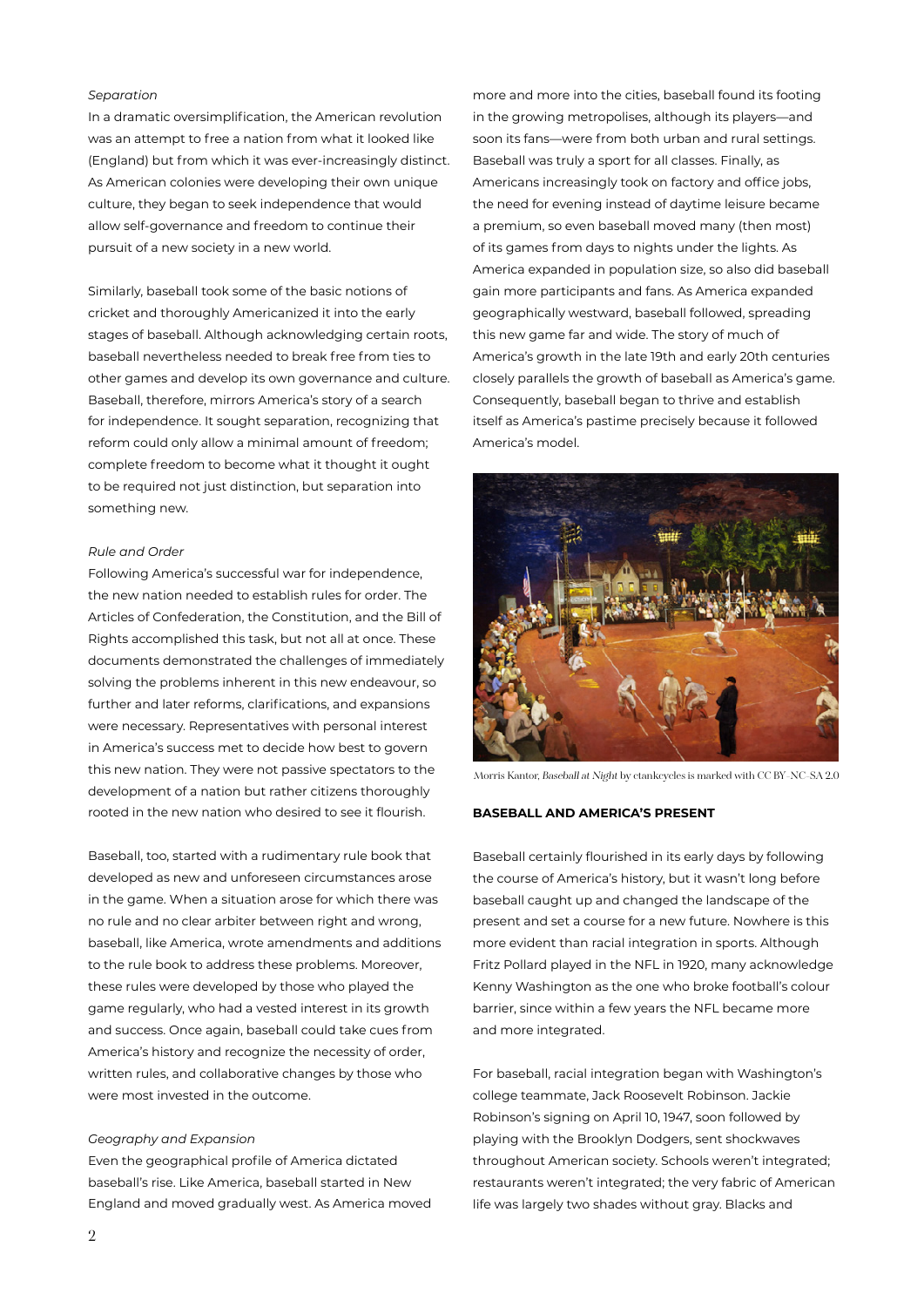*Separation*

In a dramatic oversimplification, the American revolution was an attempt to free a nation from what it looked like (England) but from which it was ever-increasingly distinct. As American colonies were developing their own unique culture, they began to seek independence that would allow self-governance and freedom to continue their pursuit of a new society in a new world.

Similarly, baseball took some of the basic notions of cricket and thoroughly Americanized it into the early stages of baseball. Although acknowledging certain roots, baseball nevertheless needed to break free from ties to other games and develop its own governance and culture. Baseball, therefore, mirrors America's story of a search for independence. It sought separation, recognizing that reform could only allow a minimal amount of freedom; complete freedom to become what it thought it ought to be required not just distinction, but separation into something new.

*Rule and Order*

Following America's successful war for independence, the new nation needed to establish rules for order. The Articles of Confederation, the Constitution, and the Bill of Rights accomplished this task, but not all at once. These documents demonstrated the challenges of immediately solving the problems inherent in this new endeavour, so further and later reforms, clarifications, and expansions were necessary. Representatives with personal interest in America's success met to decide how best to govern this new nation. They were not passive spectators to the development of a nation but rather citizens thoroughly rooted in the new nation who desired to see it flourish.

Baseball, too, started with a rudimentary rule book that developed as new and unforeseen circumstances arose in the game. When a situation arose for which there was no rule and no clear arbiter between right and wrong, baseball, like America, wrote amendments and additions to the rule book to address these problems. Moreover, these rules were developed by those who played the game regularly, who had a vested interest in its growth and success. Once again, baseball could take cues from America's history and recognize the necessity of order, written rules, and collaborative changes by those who were most invested in the outcome.

*Geography and Expansion*

Even the geographical profile of America dictated baseball's rise. Like America, baseball started in New England and moved gradually west. As America moved more and more into the cities, baseball found its footing in the growing metropolises, although its players—and soon its fans—were from both urban and rural settings. Baseball was truly a sport for all classes. Finally, as Americans increasingly took on factory and office jobs, the need for evening instead of daytime leisure became a premium, so even baseball moved many (then most) of its games from days to nights under the lights. As America expanded in population size, so also did baseball gain more participants and fans. As America expanded geographically westward, baseball followed, spreading this new game far and wide. The story of much of America's growth in the late 19th and early 20th centuries closely parallels the growth of baseball as America's game. Consequently, baseball began to thrive and establish itself as America's pastime precisely because it followed America's model.

Morris Kantor, *Baseball at Night* by ctankcycles is marked with CC BY-NC-SA 2.0

**BASEBALL AND AMERICA'S PRESENT**

Baseball certainly flourished in its early days by following the course of America's history, but it wasn't long before baseball caught up and changed the landscape of the present and set a course for a new future. Nowhere is this more evident than racial integration in sports. Although Fritz Pollard played in the NFL in 1920, many acknowledge Kenny Washington as the one who broke football's colour barrier, since within a few years the NFL became more and more integrated.

For baseball, racial integration began with Washington's college teammate, Jack Roosevelt Robinson. Jackie Robinson's signing on April 10, 1947, soon followed by playing with the Brooklyn Dodgers, sent shockwaves throughout American society. Schools weren't integrated; restaurants weren't integrated; the very fabric of American life was largely two shades without gray. Blacks and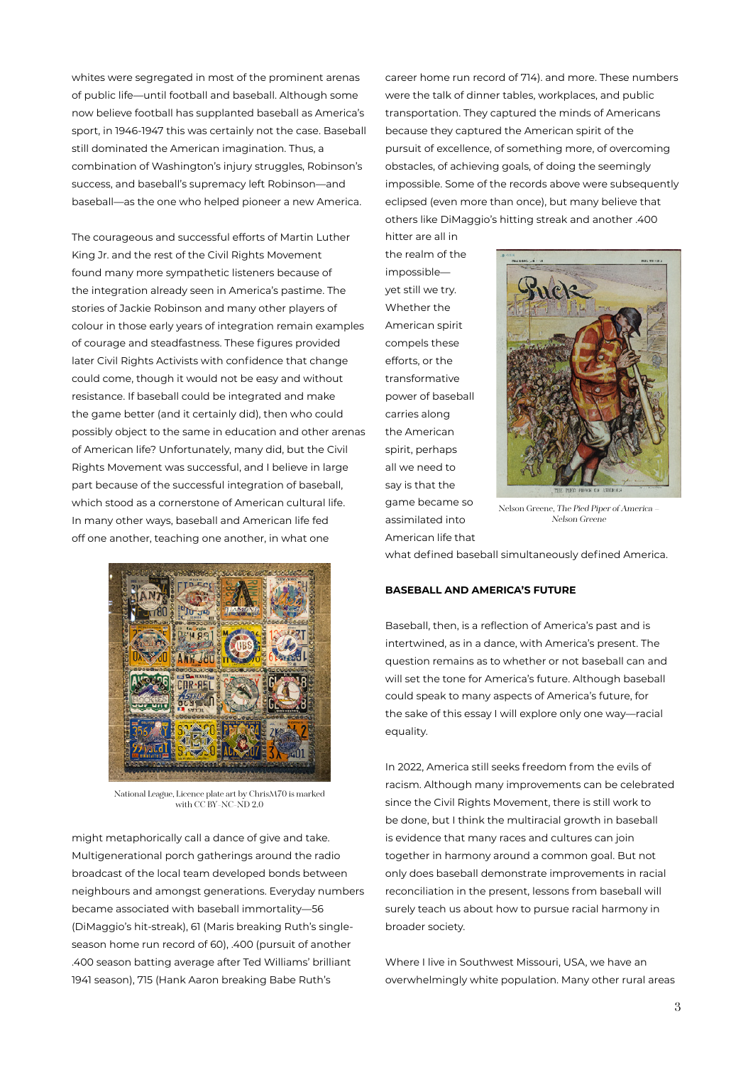whites were segregated in most of the prominent arenas of public life—until football and baseball. Although some now believe football has supplanted baseball as America's sport, in 1946-1947 this was certainly not the case. Baseball still dominated the American imagination. Thus, a combination of Washington's injury struggles, Robinson's success, and baseball's supremacy left Robinson—and baseball—as the one who helped pioneer a new America.

The courageous and successful efforts of Martin Luther King Jr. and the rest of the Civil Rights Movement found many more sympathetic listeners because of the integration already seen in America's pastime. The stories of Jackie Robinson and many other players of colour in those early years of integration remain examples of courage and steadfastness. These figures provided later Civil Rights Activists with confidence that change could come, though it would not be easy and without resistance. If baseball could be integrated and make the game better (and it certainly did), then who could possibly object to the same in education and other arenas of American life? Unfortunately, many did, but the Civil Rights Movement was successful, and I believe in large part because of the successful integration of baseball, which stood as a cornerstone of American cultural life. In many other ways, baseball and American life fed off one another, teaching one another, in what one might metaphorically call a dance of give and take. Multigenerational porch gatherings around the radio broadcast of the local team developed bonds between neighbours and amongst generations. Everyday numbers became associated with baseball immortality—56 (DiMaggio's hit-streak), 61 (Maris breaking Ruth's single-season home run record of 60), .400 (pursuit of another .400 season batting average after Ted Williams' brilliant 1941 season), 715 (Hank Aaron breaking Babe Ruth's career home run record of 714). and more. These numbers were the talk of dinner tables, workplaces, and public transportation. They captured the minds of Americans because they captured the American spirit of the pursuit of excellence, of something more, of overcoming obstacles, of achieving goals, of doing the seemingly impossible. Some of the records above were subsequently eclipsed (even more than once), but many believe that others like DiMaggio's hitting streak and another .400 hitter are all in the realm of the impossible—yet still we try. Whether the American spirit compels these efforts, or the transformative power of baseball carries along the American spirit, perhaps all we need to say is that the game became so assimilated into American life that what defined baseball simultaneously defined America.

National League, Licence plate art by ChrisM70 is marked with CC BY-NC-ND 2.0

Nelson Greene, *The Pied Piper of America* – Nelson Greene

**BASEBALL AND AMERICA'S FUTURE**

Baseball, then, is a reflection of America's past and is intertwined, as in a dance, with America's present. The question remains as to whether or not baseball can and will set the tone for America's future. Although baseball could speak to many aspects of America's future, for the sake of this essay I will explore only one way—racial equality.

In 2022, America still seeks freedom from the evils of racism. Although many improvements can be celebrated since the Civil Rights Movement, there is still work to be done, but I think the multiracial growth in baseball is evidence that many races and cultures can join together in harmony around a common goal. But not only does baseball demonstrate improvements in racial reconciliation in the present, lessons from baseball will surely teach us about how to pursue racial harmony in broader society.

Where I live in Southwest Missouri, USA, we have an overwhelmingly white population. Many other rural areas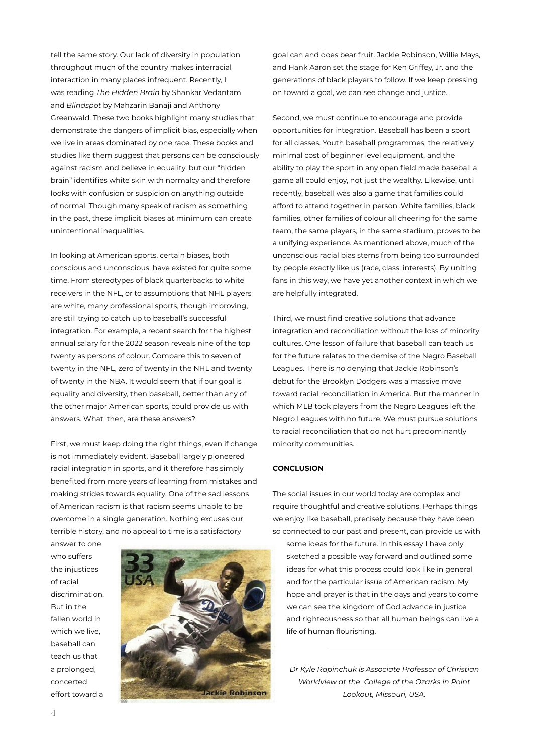tell the same story. Our lack of diversity in population throughout much of the country makes interracial interaction in many places infrequent. Recently, I was reading *The Hidden Brain* by Shankar Vedantam and *Blindspot* by Mahzarin Banaji and Anthony Greenwald. These two books highlight many studies that demonstrate the dangers of implicit bias, especially when we live in areas dominated by one race. These books and studies like them suggest that persons can be consciously against racism and believe in equality, but our "hidden brain" identifies white skin with normalcy and therefore looks with confusion or suspicion on anything outside of normal. Though many speak of racism as something in the past, these implicit biases at minimum can create unintentional inequalities.

In looking at American sports, certain biases, both conscious and unconscious, have existed for quite some time. From stereotypes of black quarterbacks to white receivers in the NFL, or to assumptions that NHL players are white, many professional sports, though improving, are still trying to catch up to baseball's successful integration. For example, a recent search for the highest annual salary for the 2022 season reveals nine of the top twenty as persons of colour. Compare this to seven of twenty in the NFL, zero of twenty in the NHL and twenty of twenty in the NBA. It would seem that if our goal is equality and diversity, then baseball, better than any of the other major American sports, could provide us with answers. What, then, are these answers?

First, we must keep doing the right things, even if change is not immediately evident. Baseball largely pioneered racial integration in sports, and it therefore has simply benefited from more years of learning from mistakes and making strides towards equality. One of the sad lessons of American racism is that racism seems unable to be overcome in a single generation. Nothing excuses our terrible history, and no appeal to time is a satisfactory answer to one who suffers the injustices of racial discrimination. But in the fallen world in which we live, baseball can teach us that a prolonged, concerted effort toward a goal can and does bear fruit. Jackie Robinson, Willie Mays, and Hank Aaron set the stage for Ken Griffey, Jr. and the generations of black players to follow. If we keep pressing on toward a goal, we can see change and justice.

Second, we must continue to encourage and provide opportunities for integration. Baseball has been a sport for all classes. Youth baseball programmes, the relatively minimal cost of beginner level equipment, and the ability to play the sport in any open field made baseball a game all could enjoy, not just the wealthy. Likewise, until recently, baseball was also a game that families could afford to attend together in person. White families, black families, other families of colour all cheering for the same team, the same players, in the same stadium, proves to be a unifying experience. As mentioned above, much of the unconscious racial bias stems from being too surrounded by people exactly like us (race, class, interests). By uniting fans in this way, we have yet another context in which we are helpfully integrated.

Third, we must find creative solutions that advance integration and reconciliation without the loss of minority cultures. One lesson of failure that baseball can teach us for the future relates to the demise of the Negro Baseball Leagues. There is no denying that Jackie Robinson's debut for the Brooklyn Dodgers was a massive move toward racial reconciliation in America. But the manner in which MLB took players from the Negro Leagues left the Negro Leagues with no future. We must pursue solutions to racial reconciliation that do not hurt predominantly minority communities.

**CONCLUSION**

The social issues in our world today are complex and require thoughtful and creative solutions. Perhaps things we enjoy like baseball, precisely because they have been so connected to our past and present, can provide us with some ideas for the future. In this essay I have only sketched a possible way forward and outlined some ideas for what this process could look like in general and for the particular issue of American racism. My hope and prayer is that in the days and years to come we can see the kingdom of God advance in justice and righteousness so that all human beings can live a life of human flourishing.

---

*Dr Kyle Rapinchuk is Associate Professor of Christian Worldview at the College of the Ozarks in Point Lookout, Missouri, USA.*